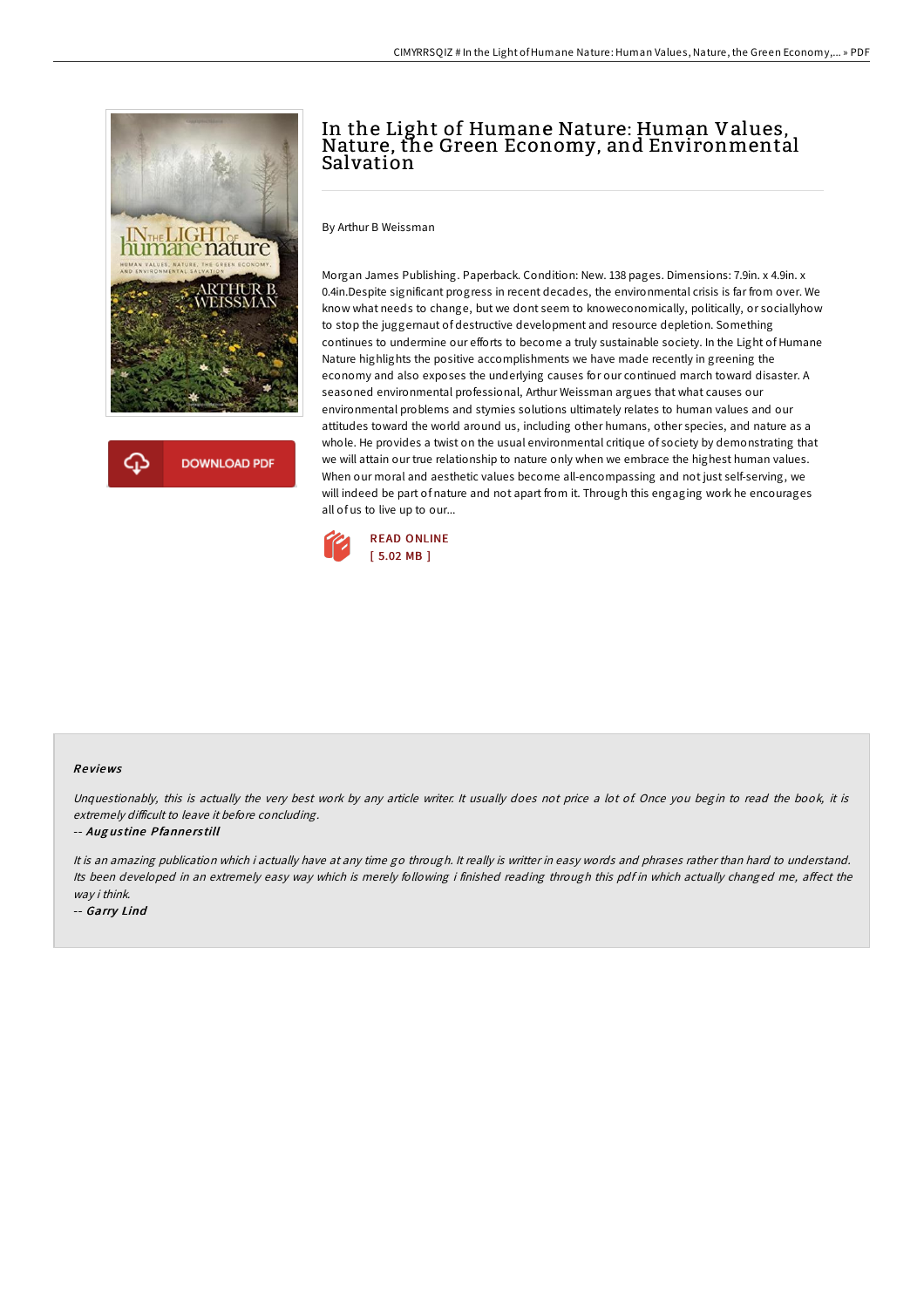# In the Light of Humane Nature: Human Values, Nature, the Green Economy, and Environmental Salvation

By Arthur B Weissman

Morgan James Publishing. Paperback. Condition: New. 138 pages. Dimensions: 7.9in. x 4.9in. x 0.4in.Despite significant progress in recent decades, the environmental crisis is far from over. We know what needs to change, but we dont seem to knoweconomically, politically, or sociallyhow to stop the juggernaut of destructive development and resource depletion. Something continues to undermine our efforts to become a truly sustainable society. In the Light of Humane Nature highlights the positive accomplishments we have made recently in greening the economy and also exposes the underlying causes for our continued march toward disaster. A seasoned environmental professional, Arthur Weissman argues that what causes our environmental problems and stymies solutions ultimately relates to human values and our attitudes toward the world around us, including other humans, other species, and nature as a whole. He provides a twist on the usual environmental critique of society by demonstrating that we will attain our true relationship to nature only when we embrace the highest human values. When our moral and aesthetic values become all-encompassing and not just self-serving, we will indeed be part of nature and not apart from it. Through this engaging work he encourages all of us to live up to our...

READ ONLINE
[ 5.02 MB ]

### Reviews

*Unquestionably, this is actually the very best work by any article writer. It usually does not price a lot of. Once you begin to read the book, it is extremely difficult to leave it before concluding.*

-- *Augustine Pfannerstill*

*It is an amazing publication which i actually have at any time go through. It really is writter in easy words and phrases rather than hard to understand. Its been developed in an extremely easy way which is merely following i finished reading through this pdf in which actually changed me, affect the way i think.*

-- *Garry Lind*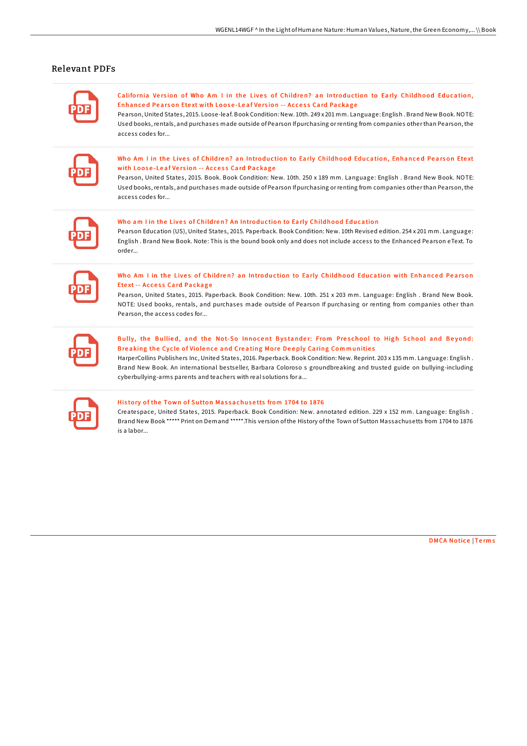## Relevant PDFs

**California Version of Who Am I in the Lives of Children? an Introduction to Early Childhood Education, Enhanced Pearson Etext with Loose-Leaf Version -- Access Card Package**

Pearson, United States, 2015. Loose-leaf. Book Condition: New. 10th. 249 x 201 mm. Language: English . Brand New Book. NOTE: Used books, rentals, and purchases made outside of Pearson If purchasing or renting from companies other than Pearson, the access codes for...

**Who Am I in the Lives of Children? an Introduction to Early Childhood Education, Enhanced Pearson Etext with Loose-Leaf Version -- Access Card Package**

Pearson, United States, 2015. Book. Book Condition: New. 10th. 250 x 189 mm. Language: English . Brand New Book. NOTE: Used books, rentals, and purchases made outside of Pearson If purchasing or renting from companies other than Pearson, the access codes for...

**Who am I in the Lives of Children? An Introduction to Early Childhood Education**

Pearson Education (US), United States, 2015. Paperback. Book Condition: New. 10th Revised edition. 254 x 201 mm. Language: English . Brand New Book. Note: This is the bound book only and does not include access to the Enhanced Pearson eText. To order...

**Who Am I in the Lives of Children? an Introduction to Early Childhood Education with Enhanced Pearson Etext -- Access Card Package**

Pearson, United States, 2015. Paperback. Book Condition: New. 10th. 251 x 203 mm. Language: English . Brand New Book. NOTE: Used books, rentals, and purchases made outside of Pearson If purchasing or renting from companies other than Pearson, the access codes for...

**Bully, the Bullied, and the Not-So Innocent Bystander: From Preschool to High School and Beyond: Breaking the Cycle of Violence and Creating More Deeply Caring Communities**

HarperCollins Publishers Inc, United States, 2016. Paperback. Book Condition: New. Reprint. 203 x 135 mm. Language: English . Brand New Book. An international bestseller, Barbara Coloroso s groundbreaking and trusted guide on bullying-including cyberbullying-arms parents and teachers with real solutions for a...

**History of the Town of Sutton Massachusetts from 1704 to 1876**

Createspace, United States, 2015. Paperback. Book Condition: New. annotated edition. 229 x 152 mm. Language: English . Brand New Book ***** Print on Demand *****.This version of the History of the Town of Sutton Massachusetts from 1704 to 1876 is a labor...

DMCA Notice | Terms